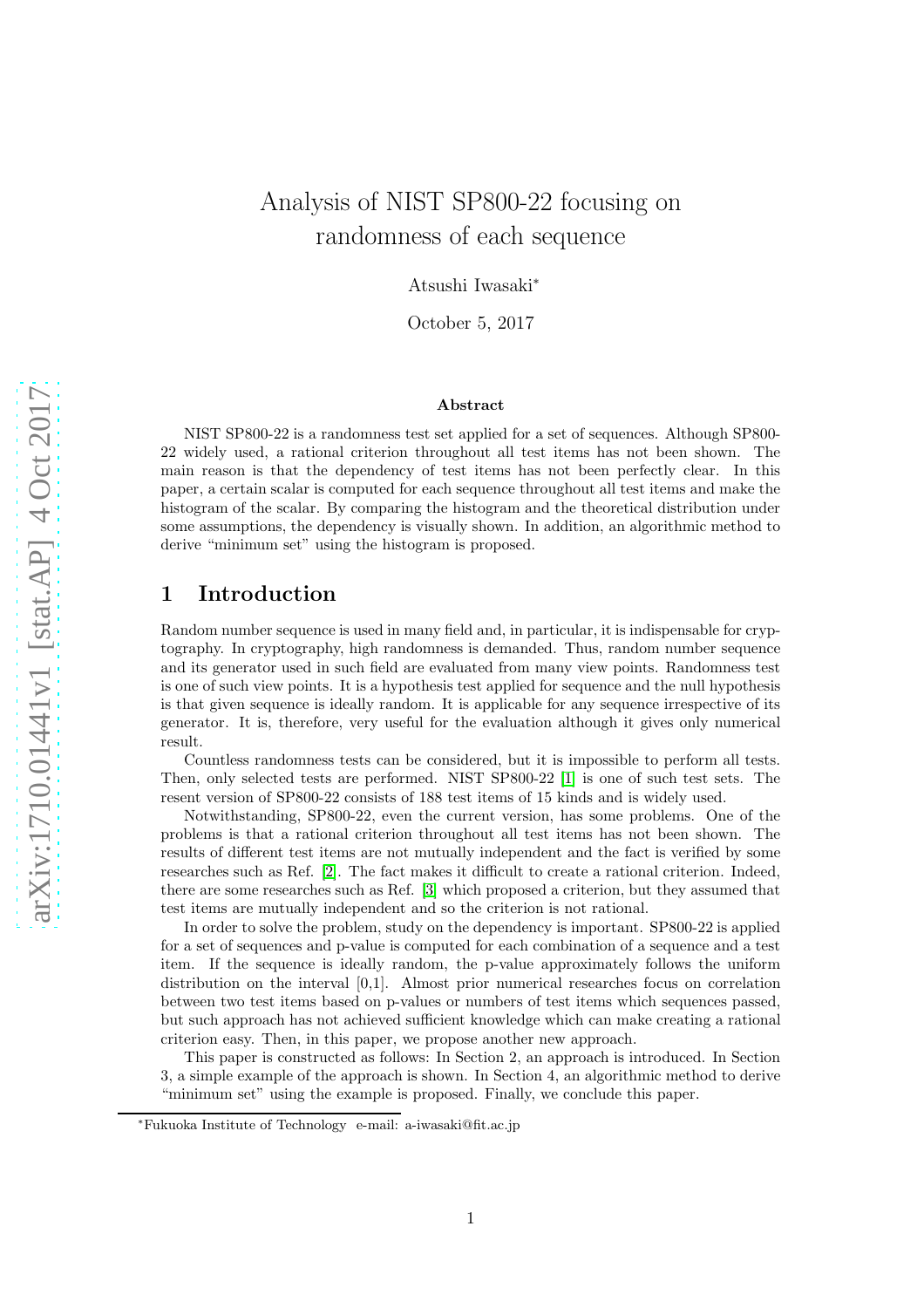# Analysis of NIST SP800-22 focusing on randomness of each sequence

Atsushi Iwasaki*

October 5, 2017

### Abstract

NIST SP800-22 is a randomness test set applied for a set of sequences. Although SP800-22 widely used, a rational criterion throughout all test items has not been shown. The main reason is that the dependency of test items has not been perfectly clear. In this paper, a certain scalar is computed for each sequence throughout all test items and make the histogram of the scalar. By comparing the histogram and the theoretical distribution under some assumptions, the dependency is visually shown. In addition, an algorithmic method to derive "minimum set" using the histogram is proposed.

## 1 Introduction

Random number sequence is used in many field and, in particular, it is indispensable for cryptography. In cryptography, high randomness is demanded. Thus, random number sequence and its generator used in such field are evaluated from many view points. Randomness test is one of such view points. It is a hypothesis test applied for sequence and the null hypothesis is that given sequence is ideally random. It is applicable for any sequence irrespective of its generator. It is, therefore, very useful for the evaluation although it gives only numerical result.

Countless randomness tests can be considered, but it is impossible to perform all tests. Then, only selected tests are performed. NIST SP800-22 [1] is one of such test sets. The resent version of SP800-22 consists of 188 test items of 15 kinds and is widely used.

Notwithstanding, SP800-22, even the current version, has some problems. One of the problems is that a rational criterion throughout all test items has not been shown. The results of different test items are not mutually independent and the fact is verified by some researches such as Ref. [2]. The fact makes it difficult to create a rational criterion. Indeed, there are some researches such as Ref. [3] which proposed a criterion, but they assumed that test items are mutually independent and so the criterion is not rational.

In order to solve the problem, study on the dependency is important. SP800-22 is applied for a set of sequences and p-value is computed for each combination of a sequence and a test item. If the sequence is ideally random, the p-value approximately follows the uniform distribution on the interval [0,1]. Almost prior numerical researches focus on correlation between two test items based on p-values or numbers of test items which sequences passed, but such approach has not achieved sufficient knowledge which can make creating a rational criterion easy. Then, in this paper, we propose another new approach.

This paper is constructed as follows: In Section 2, an approach is introduced. In Section 3, a simple example of the approach is shown. In Section 4, an algorithmic method to derive "minimum set" using the example is proposed. Finally, we conclude this paper.

*Fukuoka Institute of Technology e-mail: a-iwasaki@fit.ac.jp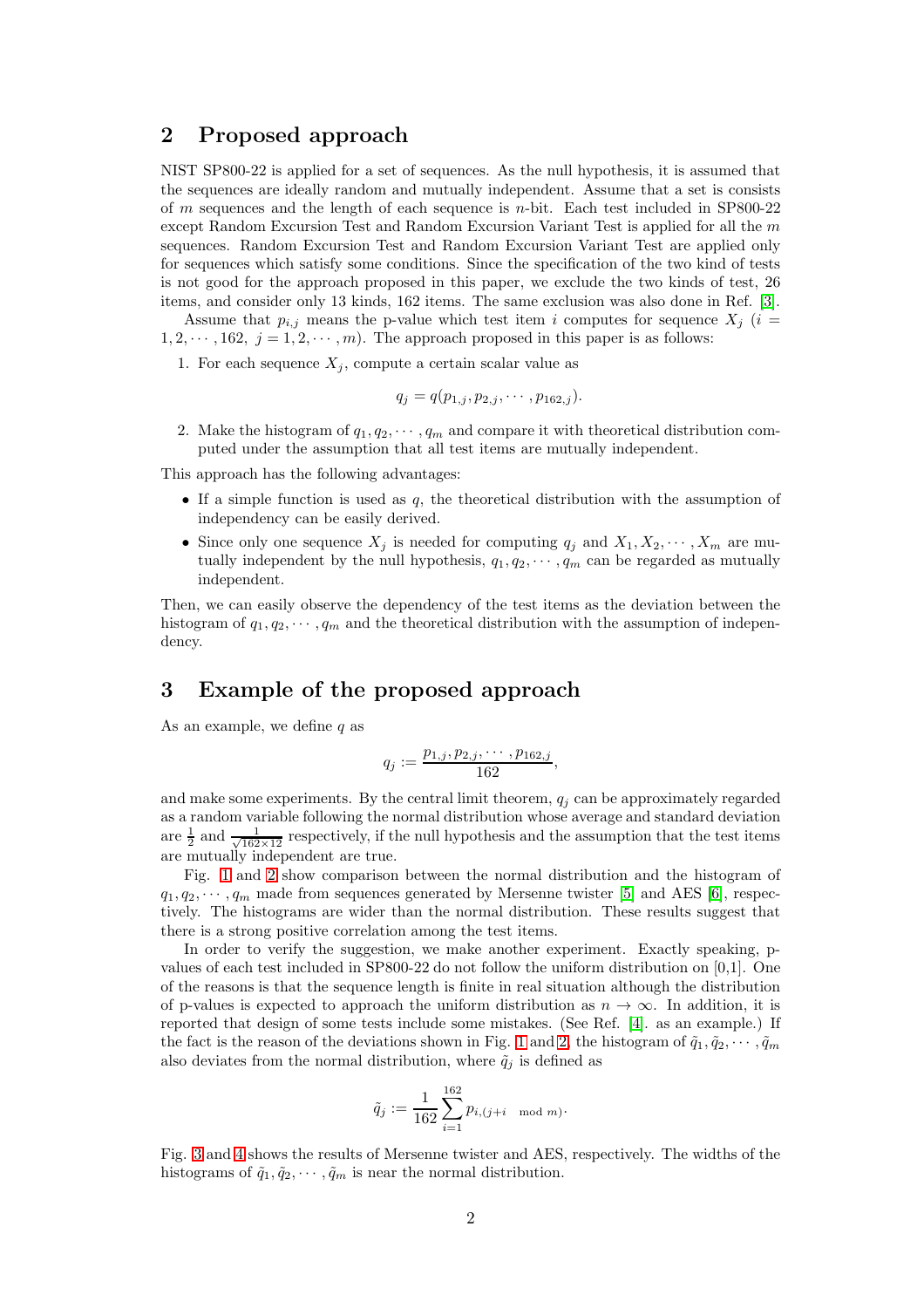## 2 Proposed approach

NIST SP800-22 is applied for a set of sequences. As the null hypothesis, it is assumed that the sequences are ideally random and mutually independent. Assume that a set is consists of $m$ sequences and the length of each sequence is $n$-bit. Each test included in SP800-22 except Random Excursion Test and Random Excursion Variant Test is applied for all the $m$ sequences. Random Excursion Test and Random Excursion Variant Test are applied only for sequences which satisfy some conditions. Since the specification of the two kind of tests is not good for the approach proposed in this paper, we exclude the two kinds of test, 26 items, and consider only 13 kinds, 162 items. The same exclusion was also done in Ref. [3].

Assume that $p_{i,j}$ means the p-value which test item $i$ computes for sequence $X_j$ ($i = 1, 2, \cdots, 162,\ j = 1, 2, \cdots, m$). The approach proposed in this paper is as follows:

1. For each sequence $X_j$, compute a certain scalar value as

$$q_j = q(p_{1,j}, p_{2,j}, \cdots, p_{162,j}).$$

2. Make the histogram of $q_1, q_2, \cdots, q_m$ and compare it with theoretical distribution computed under the assumption that all test items are mutually independent.

This approach has the following advantages:

- If a simple function is used as $q$, the theoretical distribution with the assumption of independency can be easily derived.
- Since only one sequence $X_j$ is needed for computing $q_j$ and $X_1, X_2, \cdots, X_m$ are mutually independent by the null hypothesis, $q_1, q_2, \cdots, q_m$ can be regarded as mutually independent.

Then, we can easily observe the dependency of the test items as the deviation between the histogram of $q_1, q_2, \cdots, q_m$ and the theoretical distribution with the assumption of independency.

## 3 Example of the proposed approach

As an example, we define $q$ as

$$q_j := \frac{p_{1,j}, p_{2,j}, \cdots, p_{162,j}}{162},$$

and make some experiments. By the central limit theorem, $q_j$ can be approximately regarded as a random variable following the normal distribution whose average and standard deviation are $\frac{1}{2}$ and $\frac{1}{\sqrt{162 \times 12}}$ respectively, if the null hypothesis and the assumption that the test items are mutually independent are true.

Fig. 1 and 2 show comparison between the normal distribution and the histogram of $q_1, q_2, \cdots, q_m$ made from sequences generated by Mersenne twister [5] and AES [6], respectively. The histograms are wider than the normal distribution. These results suggest that there is a strong positive correlation among the test items.

In order to verify the suggestion, we make another experiment. Exactly speaking, p-values of each test included in SP800-22 do not follow the uniform distribution on [0,1]. One of the reasons is that the sequence length is finite in real situation although the distribution of p-values is expected to approach the uniform distribution as $n \to \infty$. In addition, it is reported that design of some tests include some mistakes. (See Ref. [4]. as an example.) If the fact is the reason of the deviations shown in Fig. 1 and 2, the histogram of $\tilde{q}_1, \tilde{q}_2, \cdots, \tilde{q}_m$ also deviates from the normal distribution, where $\tilde{q}_j$ is defined as

$$\tilde{q}_j := \frac{1}{162} \sum_{i=1}^{162} p_{i,(j+i \mod m)}.$$

Fig. 3 and 4 shows the results of Mersenne twister and AES, respectively. The widths of the histograms of $\tilde{q}_1, \tilde{q}_2, \cdots, \tilde{q}_m$ is near the normal distribution.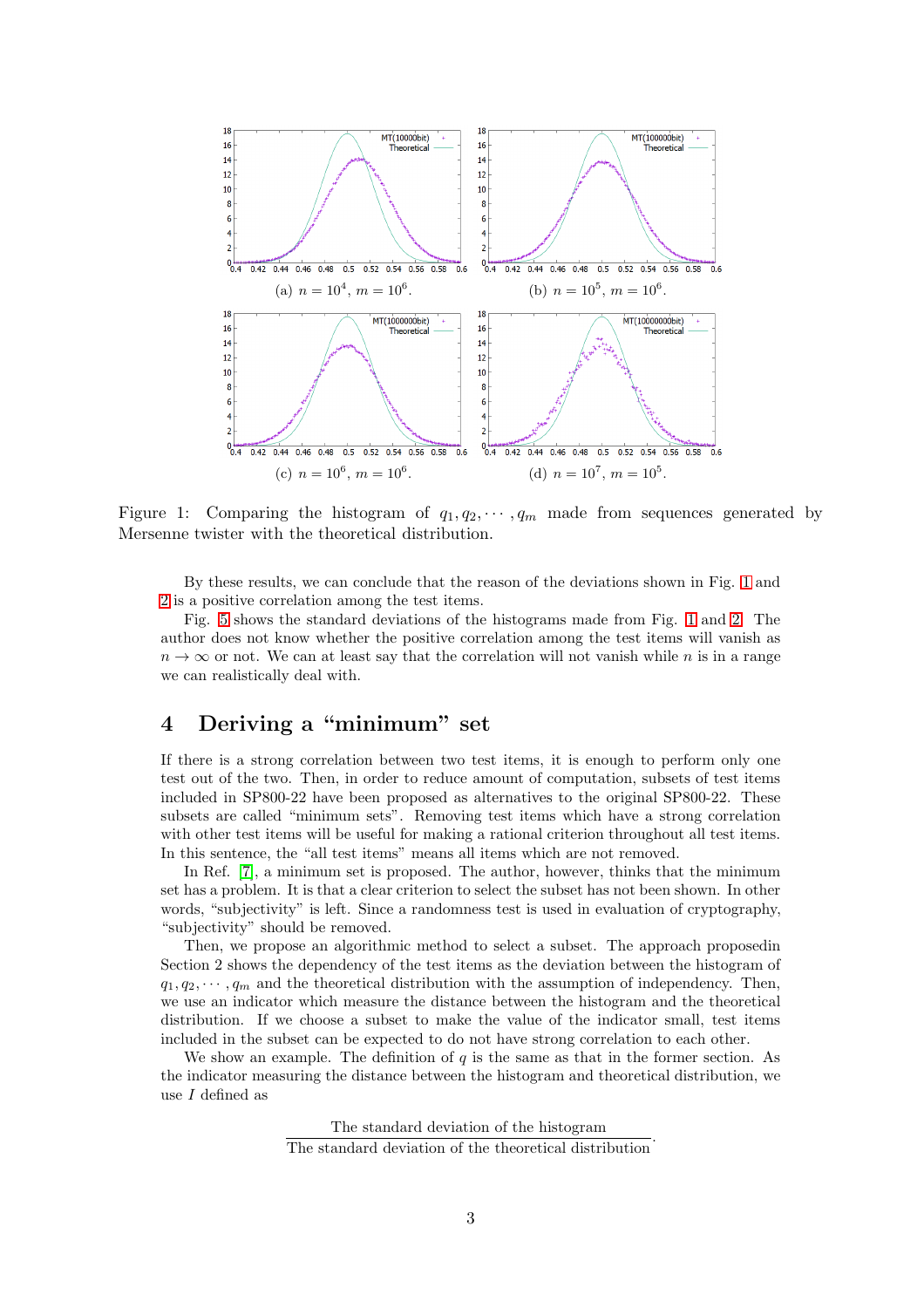18
16
14
12
10
8
6
4
2
0
0.4 0.42 0.44 0.46 0.48 0.5 0.52 0.54 0.56 0.58 0.6
MT(10000bit)
Theoretical

(a) $n = 10^4$, $m = 10^6$.

18
16
14
12
10
8
6
4
2
0
0.4 0.42 0.44 0.46 0.48 0.5 0.52 0.54 0.56 0.58 0.6
MT(100000bit)
Theoretical

(b) $n = 10^5$, $m = 10^6$.

18
16
14
12
10
8
6
4
2
0
0.4 0.42 0.44 0.46 0.48 0.5 0.52 0.54 0.56 0.58 0.6
MT(1000000bit)
Theoretical

(c) $n = 10^6$, $m = 10^6$.

18
16
14
12
10
8
6
4
2
0
0.4 0.42 0.44 0.46 0.48 0.5 0.52 0.54 0.56 0.58 0.6
MT(10000000bit)
Theoretical

(d) $n = 10^7$, $m = 10^5$.

Figure 1: Comparing the histogram of $q_1, q_2, \cdots, q_m$ made from sequences generated by Mersenne twister with the theoretical distribution.

By these results, we can conclude that the reason of the deviations shown in Fig. 1 and 2 is a positive correlation among the test items.

Fig. 5 shows the standard deviations of the histograms made from Fig. 1 and 2. The author does not know whether the positive correlation among the test items will vanish as $n \to \infty$ or not. We can at least say that the correlation will not vanish while $n$ is in a range we can realistically deal with.

## 4 Deriving a "minimum" set

If there is a strong correlation between two test items, it is enough to perform only one test out of the two. Then, in order to reduce amount of computation, subsets of test items included in SP800-22 have been proposed as alternatives to the original SP800-22. These subsets are called "minimum sets". Removing test items which have a strong correlation with other test items will be useful for making a rational criterion throughout all test items. In this sentence, the "all test items" means all items which are not removed.

In Ref. [7], a minimum set is proposed. The author, however, thinks that the minimum set has a problem. It is that a clear criterion to select the subset has not been shown. In other words, "subjectivity" is left. Since a randomness test is used in evaluation of cryptography, "subjectivity" should be removed.

Then, we propose an algorithmic method to select a subset. The approach proposedin Section 2 shows the dependency of the test items as the deviation between the histogram of $q_1, q_2, \cdots, q_m$ and the theoretical distribution with the assumption of independency. Then, we use an indicator which measure the distance between the histogram and the theoretical distribution. If we choose a subset to make the value of the indicator small, test items included in the subset can be expected to do not have strong correlation to each other.

We show an example. The definition of $q$ is the same as that in the former section. As the indicator measuring the distance between the histogram and theoretical distribution, we use $I$ defined as

$$\frac{\text{The standard deviation of the histogram}}{\text{The standard deviation of the theoretical distribution}}.$$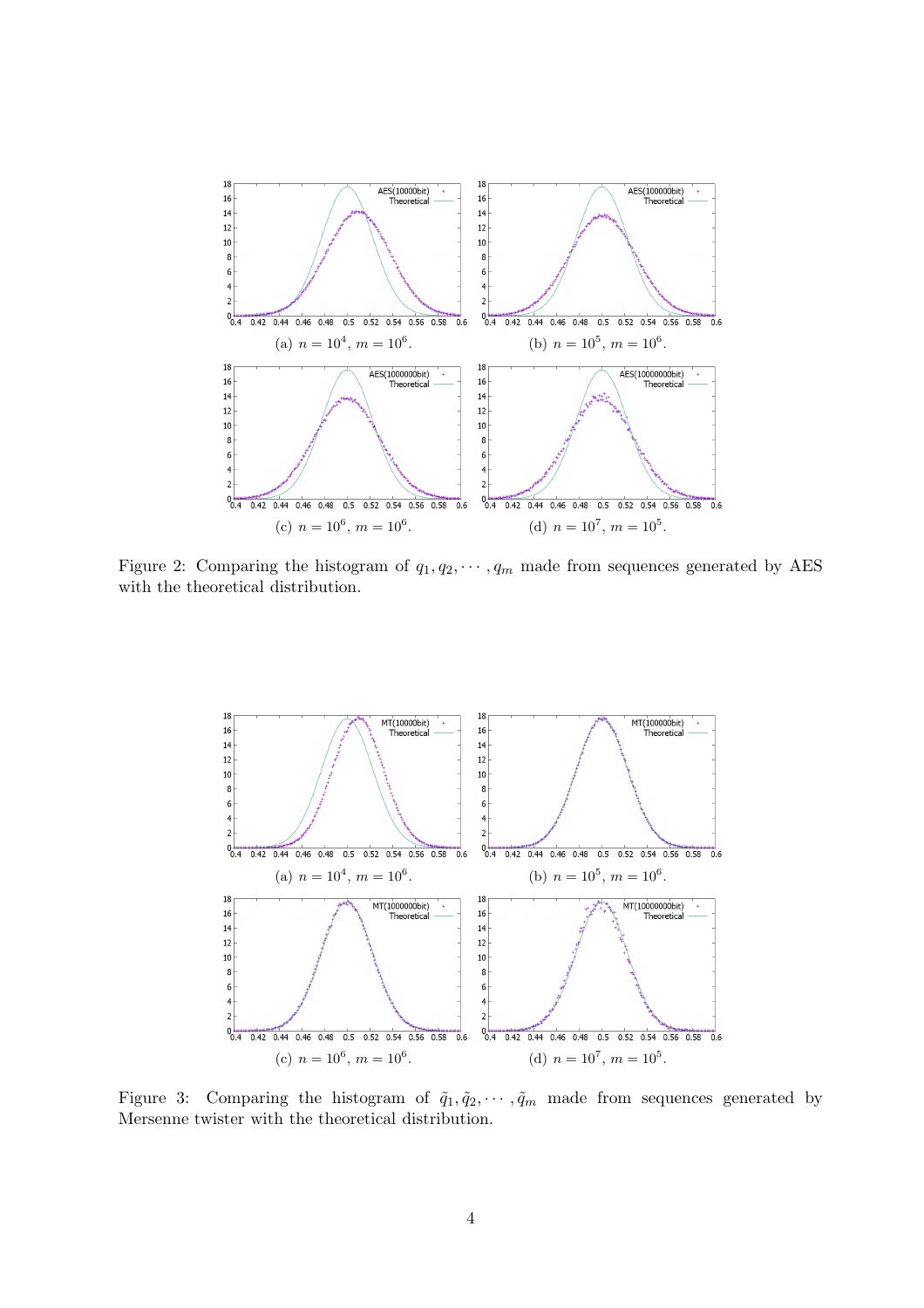18
16
14
12
10
8
6
4
2
0
0.4 0.42 0.44 0.46 0.48 0.5 0.52 0.54 0.56 0.58 0.6

AES(10000bit)
Theoretical

(a) $n = 10^4$, $m = 10^6$.

AES(100000bit)
Theoretical

(b) $n = 10^5$, $m = 10^6$.

AES(1000000bit)
Theoretical

(c) $n = 10^6$, $m = 10^6$.

AES(10000000bit)
Theoretical

(d) $n = 10^7$, $m = 10^5$.

Figure 2: Comparing the histogram of $q_1, q_2, \cdots, q_m$ made from sequences generated by AES with the theoretical distribution.

18
16
14
12
10
8
6
4
2
0
0.4 0.42 0.44 0.46 0.48 0.5 0.52 0.54 0.56 0.58 0.6

MT(10000bit)
Theoretical

(a) $n = 10^4$, $m = 10^6$.

MT(100000bit)
Theoretical

(b) $n = 10^5$, $m = 10^6$.

MT(1000000bit)
Theoretical

(c) $n = 10^6$, $m = 10^6$.

MT(10000000bit)
Theoretical

(d) $n = 10^7$, $m = 10^5$.

Figure 3: Comparing the histogram of $\tilde{q}_1, \tilde{q}_2, \cdots, \tilde{q}_m$ made from sequences generated by Mersenne twister with the theoretical distribution.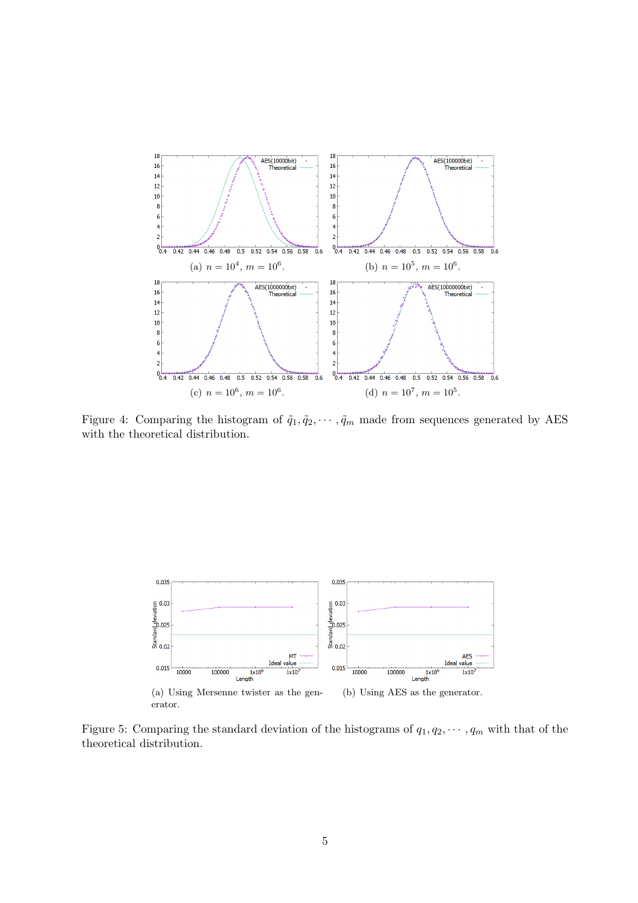18
16
14
12
10
8
6
4
2
0
0.4 0.42 0.44 0.46 0.48 0.5 0.52 0.54 0.56 0.58 0.6
AES(10000bit)
Theoretical

(a) $n = 10^4$, $m = 10^6$.

18
16
14
12
10
8
6
4
2
0
0.4 0.42 0.44 0.46 0.48 0.5 0.52 0.54 0.56 0.58 0.6
AES(100000bit)
Theoretical

(b) $n = 10^5$, $m = 10^6$.

18
16
14
12
10
8
6
4
2
0
0.4 0.42 0.44 0.46 0.48 0.5 0.52 0.54 0.56 0.58 0.6
AES(1000000bit)
Theoretical

(c) $n = 10^6$, $m = 10^6$.

18
16
14
12
10
8
6
4
2
0
0.4 0.42 0.44 0.46 0.48 0.5 0.52 0.54 0.56 0.58 0.6
AES(10000000bit)
Theoretical

(d) $n = 10^7$, $m = 10^5$.

Figure 4: Comparing the histogram of $\tilde{q}_1, \tilde{q}_2, \cdots, \tilde{q}_m$ made from sequences generated by AES with the theoretical distribution.

Standard deviation
0.035
0.03
0.025
0.02
0.015
10000 100000 1x10$^6$ 1x10$^7$
Length
MT
Ideal value

(a) Using Mersenne twister as the generator.

Standard deviation
0.035
0.03
0.025
0.02
0.015
10000 100000 1x10$^6$ 1x10$^7$
Length
AES
Ideal value

(b) Using AES as the generator.

Figure 5: Comparing the standard deviation of the histograms of $q_1, q_2, \cdots, q_m$ with that of the theoretical distribution.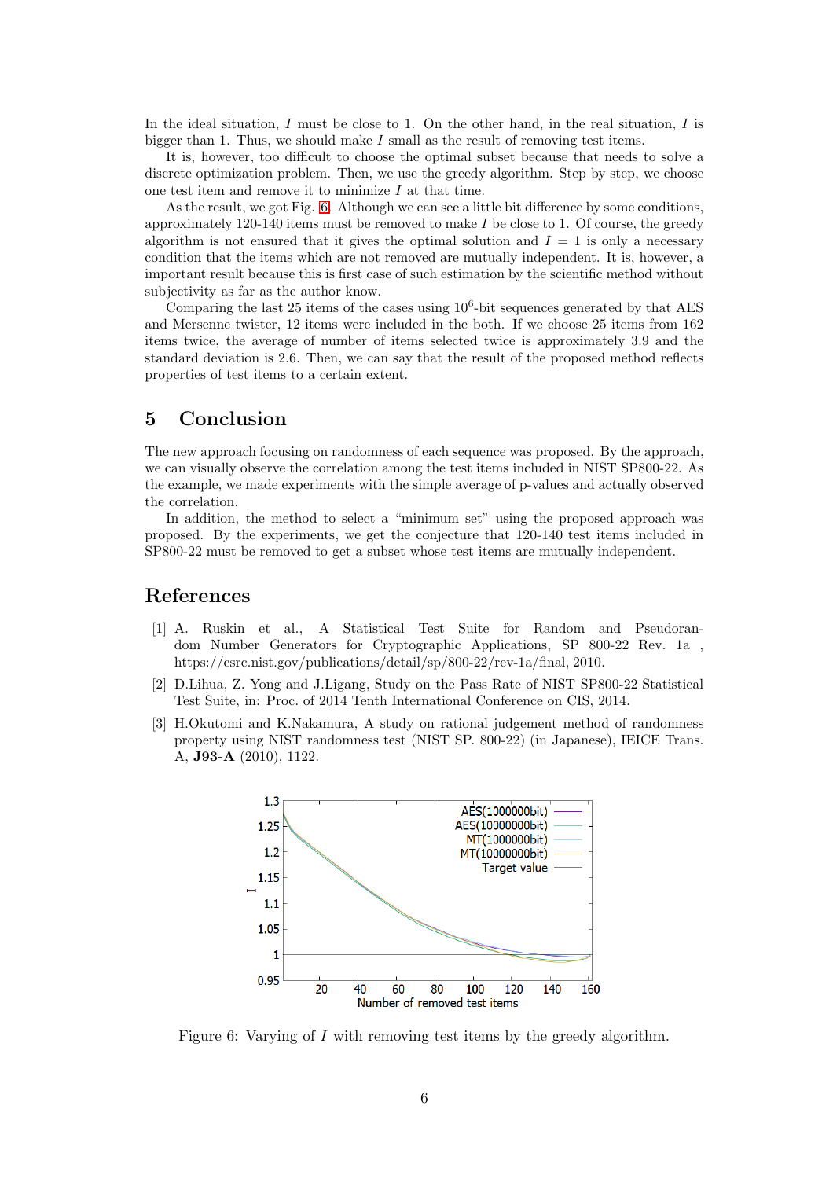In the ideal situation, $I$ must be close to 1. On the other hand, in the real situation, $I$ is bigger than 1. Thus, we should make $I$ small as the result of removing test items.

It is, however, too difficult to choose the optimal subset because that needs to solve a discrete optimization problem. Then, we use the greedy algorithm. Step by step, we choose one test item and remove it to minimize $I$ at that time.

As the result, we got Fig. 6. Although we can see a little bit difference by some conditions, approximately 120-140 items must be removed to make $I$ be close to 1. Of course, the greedy algorithm is not ensured that it gives the optimal solution and $I = 1$ is only a necessary condition that the items which are not removed are mutually independent. It is, however, a important result because this is first case of such estimation by the scientific method without subjectivity as far as the author know.

Comparing the last 25 items of the cases using $10^6$-bit sequences generated by that AES and Mersenne twister, 12 items were included in the both. If we choose 25 items from 162 items twice, the average of number of items selected twice is approximately 3.9 and the standard deviation is 2.6. Then, we can say that the result of the proposed method reflects properties of test items to a certain extent.

## 5 Conclusion

The new approach focusing on randomness of each sequence was proposed. By the approach, we can visually observe the correlation among the test items included in NIST SP800-22. As the example, we made experiments with the simple average of p-values and actually observed the correlation.

In addition, the method to select a "minimum set" using the proposed approach was proposed. By the experiments, we get the conjecture that 120-140 test items included in SP800-22 must be removed to get a subset whose test items are mutually independent.

## References

[1] A. Ruskin et al., A Statistical Test Suite for Random and Pseudorandom Number Generators for Cryptographic Applications, SP 800-22 Rev. 1a , https://csrc.nist.gov/publications/detail/sp/800-22/rev-1a/final, 2010.

[2] D.Lihua, Z. Yong and J.Ligang, Study on the Pass Rate of NIST SP800-22 Statistical Test Suite, in: Proc. of 2014 Tenth International Conference on CIS, 2014.

[3] H.Okutomi and K.Nakamura, A study on rational judgement method of randomness property using NIST randomness test (NIST SP. 800-22) (in Japanese), IEICE Trans. A, **J93-A** (2010), 1122.

AES(1000000bit)
AES(10000000bit)
MT(1000000bit)
MT(10000000bit)
Target value

I

1.3
1.25
1.2
1.15
1.1
1.05
1
0.95

20 40 60 80 100 120 140 160

Number of removed test items

Figure 6: Varying of $I$ with removing test items by the greedy algorithm.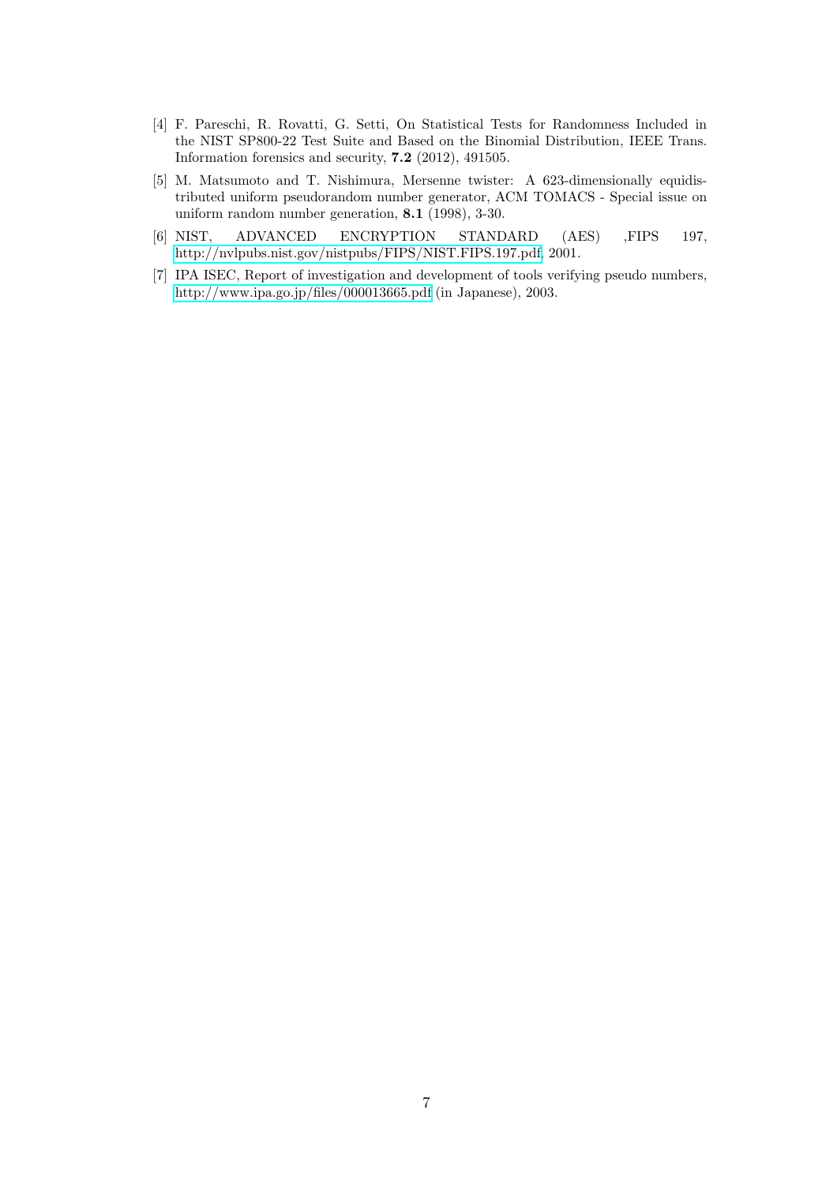[4] F. Pareschi, R. Rovatti, G. Setti, On Statistical Tests for Randomness Included in the NIST SP800-22 Test Suite and Based on the Binomial Distribution, IEEE Trans. Information forensics and security, **7.2** (2012), 491505.

[5] M. Matsumoto and T. Nishimura, Mersenne twister: A 623-dimensionally equidistributed uniform pseudorandom number generator, ACM TOMACS - Special issue on uniform random number generation, **8.1** (1998), 3-30.

[6] NIST, ADVANCED ENCRYPTION STANDARD (AES) ,FIPS 197, http://nvlpubs.nist.gov/nistpubs/FIPS/NIST.FIPS.197.pdf, 2001.

[7] IPA ISEC, Report of investigation and development of tools verifying pseudo numbers, http://www.ipa.go.jp/files/000013665.pdf (in Japanese), 2003.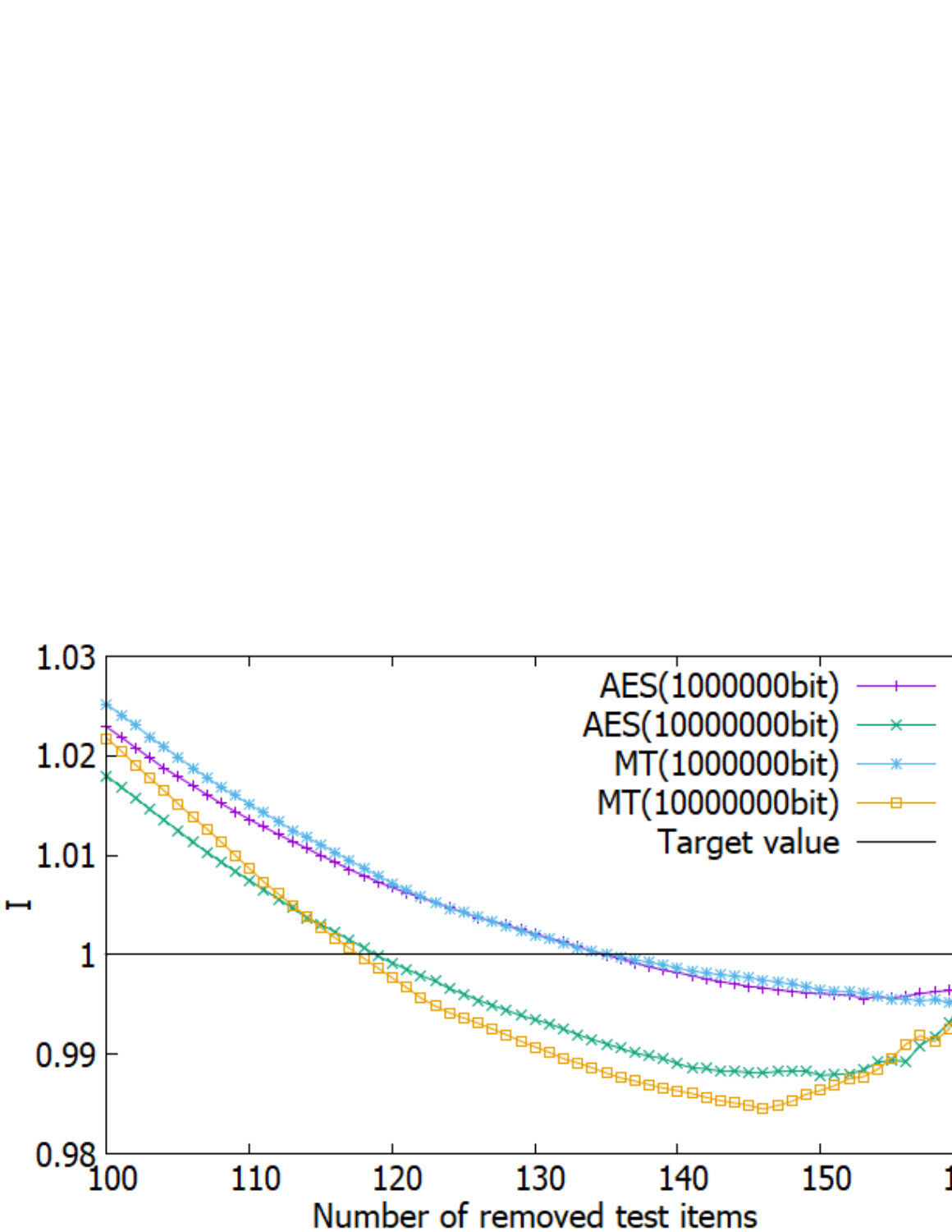1.03
1.02
1.01
1
0.99
0.98
I

100
110
120
130
140
150

Number of removed test items

AES(1000000bit)
AES(10000000bit)
MT(1000000bit)
MT(10000000bit)
Target value